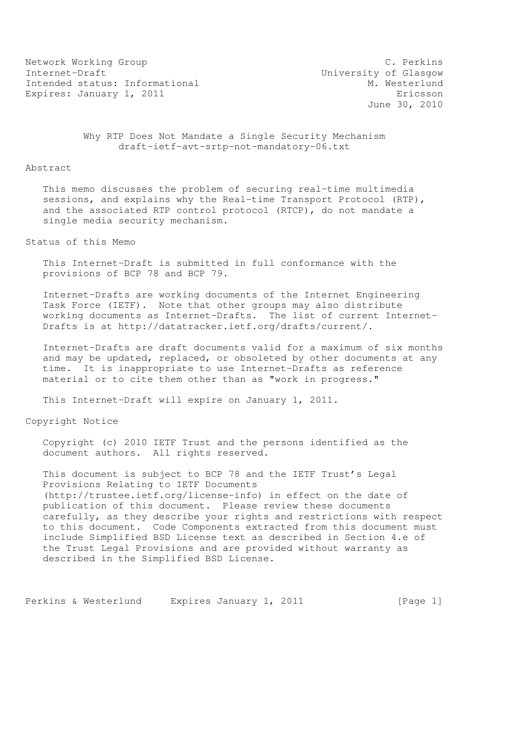Network Working Group C. Perkins
Internet-Draft University of Glasgow
Intended status: Informational M. Westerlund
Expires: January 1, 2011 Ericsson
June 30, 2010

# Why RTP Does Not Mandate a Single Security Mechanism
draft-ietf-avt-srtp-not-mandatory-06.txt

## Abstract

This memo discusses the problem of securing real-time multimedia sessions, and explains why the Real-time Transport Protocol (RTP), and the associated RTP control protocol (RTCP), do not mandate a single media security mechanism.

## Status of this Memo

This Internet-Draft is submitted in full conformance with the provisions of BCP 78 and BCP 79.

Internet-Drafts are working documents of the Internet Engineering Task Force (IETF). Note that other groups may also distribute working documents as Internet-Drafts. The list of current Internet-Drafts is at http://datatracker.ietf.org/drafts/current/.

Internet-Drafts are draft documents valid for a maximum of six months and may be updated, replaced, or obsoleted by other documents at any time. It is inappropriate to use Internet-Drafts as reference material or to cite them other than as "work in progress."

This Internet-Draft will expire on January 1, 2011.

## Copyright Notice

Copyright (c) 2010 IETF Trust and the persons identified as the document authors. All rights reserved.

This document is subject to BCP 78 and the IETF Trust's Legal Provisions Relating to IETF Documents (http://trustee.ietf.org/license-info) in effect on the date of publication of this document. Please review these documents carefully, as they describe your rights and restrictions with respect to this document. Code Components extracted from this document must include Simplified BSD License text as described in Section 4.e of the Trust Legal Provisions and are provided without warranty as described in the Simplified BSD License.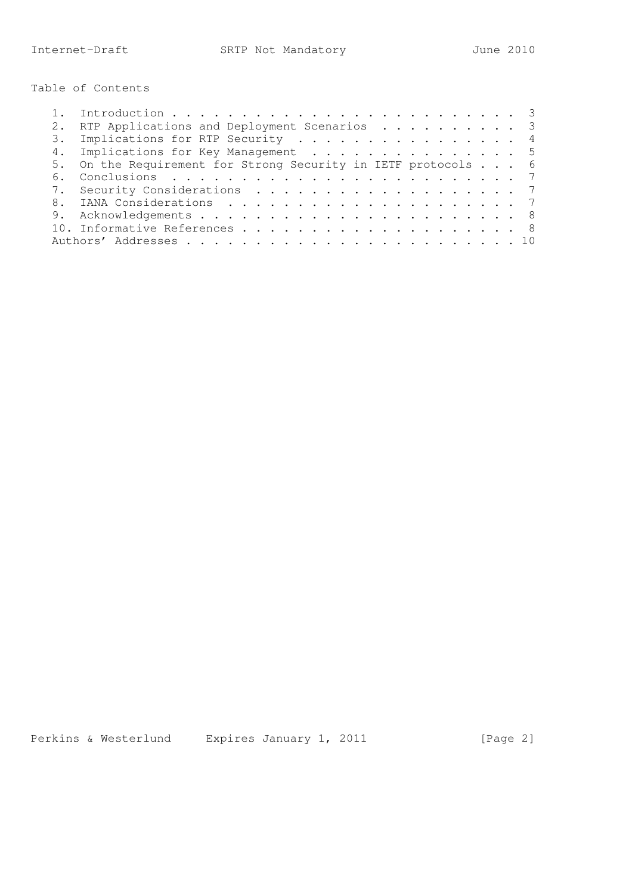Table of Contents

1. Introduction . . . . . . . . . . . . . . . . . . . . . . . . . 3
2. RTP Applications and Deployment Scenarios . . . . . . . . . . 3
3. Implications for RTP Security . . . . . . . . . . . . . . . . 4
4. Implications for Key Management . . . . . . . . . . . . . . . 5
5. On the Requirement for Strong Security in IETF protocols . . . 6
6. Conclusions . . . . . . . . . . . . . . . . . . . . . . . . . 7
7. Security Considerations . . . . . . . . . . . . . . . . . . . 7
8. IANA Considerations . . . . . . . . . . . . . . . . . . . . . 7
9. Acknowledgements . . . . . . . . . . . . . . . . . . . . . . . 8
10. Informative References . . . . . . . . . . . . . . . . . . . . 8
Authors' Addresses . . . . . . . . . . . . . . . . . . . . . . . . 10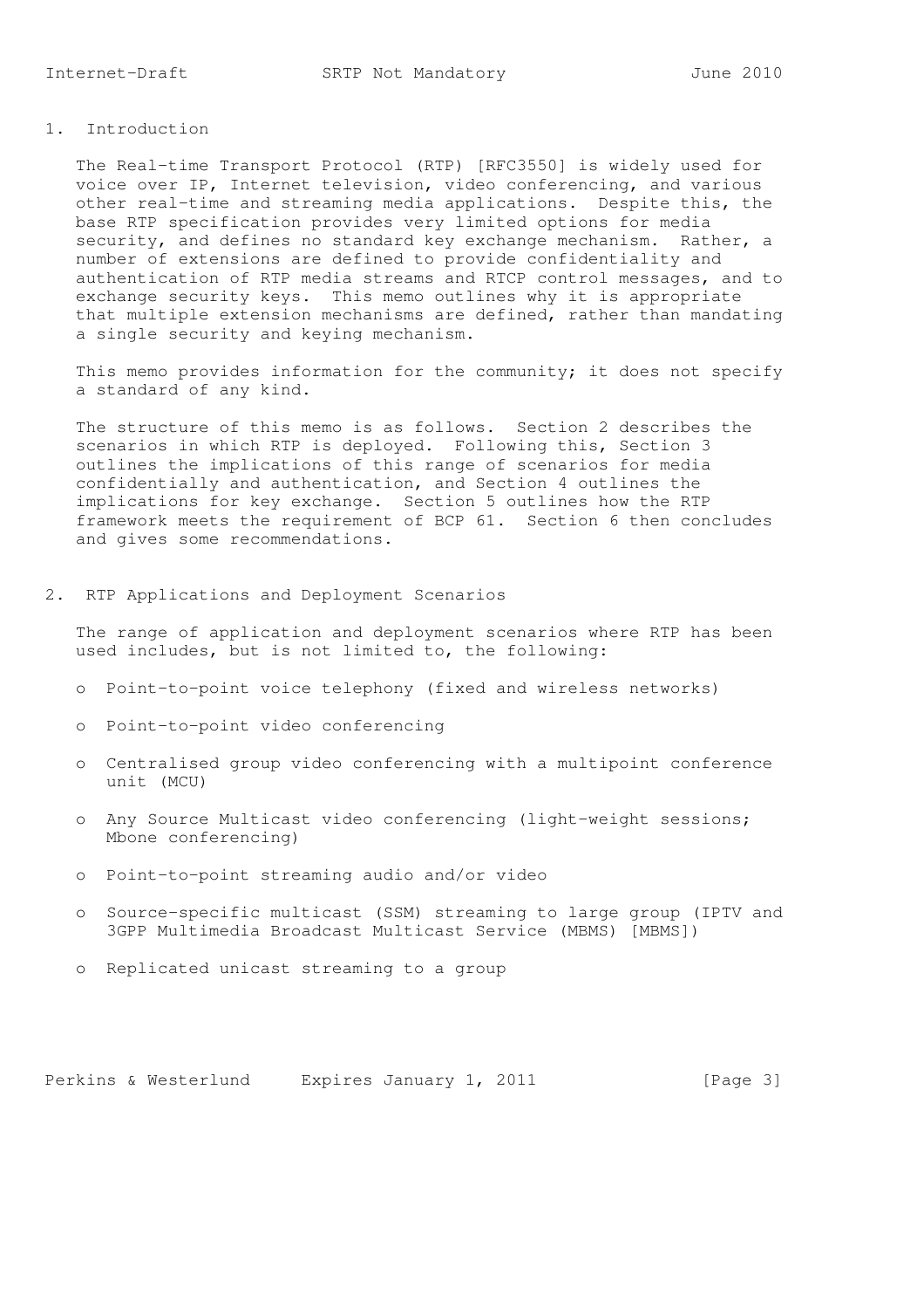## 1. Introduction

The Real-time Transport Protocol (RTP) [RFC3550] is widely used for voice over IP, Internet television, video conferencing, and various other real-time and streaming media applications. Despite this, the base RTP specification provides very limited options for media security, and defines no standard key exchange mechanism. Rather, a number of extensions are defined to provide confidentiality and authentication of RTP media streams and RTCP control messages, and to exchange security keys. This memo outlines why it is appropriate that multiple extension mechanisms are defined, rather than mandating a single security and keying mechanism.

This memo provides information for the community; it does not specify a standard of any kind.

The structure of this memo is as follows. Section 2 describes the scenarios in which RTP is deployed. Following this, Section 3 outlines the implications of this range of scenarios for media confidentially and authentication, and Section 4 outlines the implications for key exchange. Section 5 outlines how the RTP framework meets the requirement of BCP 61. Section 6 then concludes and gives some recommendations.

## 2. RTP Applications and Deployment Scenarios

The range of application and deployment scenarios where RTP has been used includes, but is not limited to, the following:

- Point-to-point voice telephony (fixed and wireless networks)
- Point-to-point video conferencing
- Centralised group video conferencing with a multipoint conference unit (MCU)
- Any Source Multicast video conferencing (light-weight sessions; Mbone conferencing)
- Point-to-point streaming audio and/or video
- Source-specific multicast (SSM) streaming to large group (IPTV and 3GPP Multimedia Broadcast Multicast Service (MBMS) [MBMS])
- Replicated unicast streaming to a group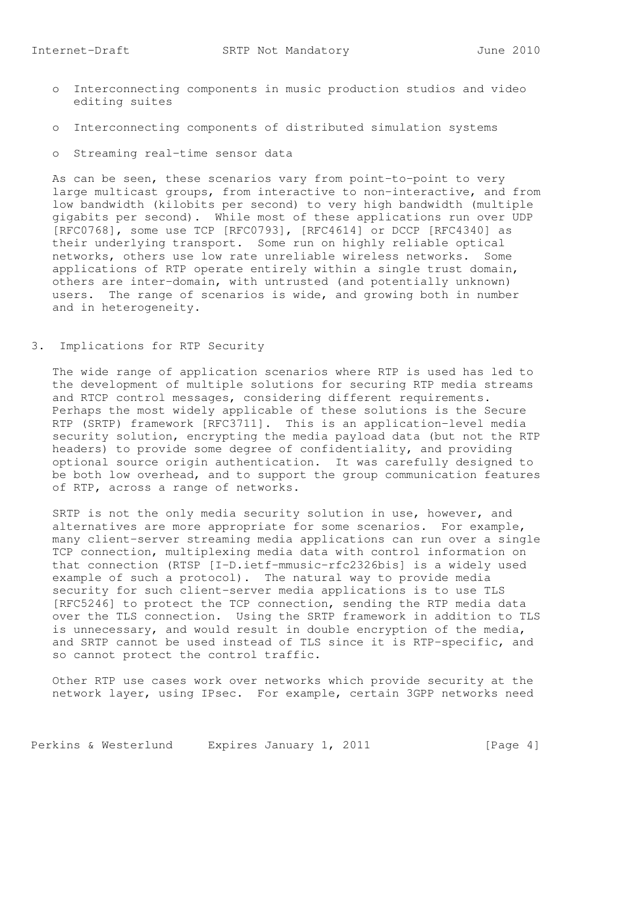- Interconnecting components in music production studios and video editing suites
- Interconnecting components of distributed simulation systems
- Streaming real-time sensor data

As can be seen, these scenarios vary from point-to-point to very large multicast groups, from interactive to non-interactive, and from low bandwidth (kilobits per second) to very high bandwidth (multiple gigabits per second). While most of these applications run over UDP [RFC0768], some use TCP [RFC0793], [RFC4614] or DCCP [RFC4340] as their underlying transport. Some run on highly reliable optical networks, others use low rate unreliable wireless networks. Some applications of RTP operate entirely within a single trust domain, others are inter-domain, with untrusted (and potentially unknown) users. The range of scenarios is wide, and growing both in number and in heterogeneity.

## 3. Implications for RTP Security

The wide range of application scenarios where RTP is used has led to the development of multiple solutions for securing RTP media streams and RTCP control messages, considering different requirements. Perhaps the most widely applicable of these solutions is the Secure RTP (SRTP) framework [RFC3711]. This is an application-level media security solution, encrypting the media payload data (but not the RTP headers) to provide some degree of confidentiality, and providing optional source origin authentication. It was carefully designed to be both low overhead, and to support the group communication features of RTP, across a range of networks.

SRTP is not the only media security solution in use, however, and alternatives are more appropriate for some scenarios. For example, many client-server streaming media applications can run over a single TCP connection, multiplexing media data with control information on that connection (RTSP [I-D.ietf-mmusic-rfc2326bis] is a widely used example of such a protocol). The natural way to provide media security for such client-server media applications is to use TLS [RFC5246] to protect the TCP connection, sending the RTP media data over the TLS connection. Using the SRTP framework in addition to TLS is unnecessary, and would result in double encryption of the media, and SRTP cannot be used instead of TLS since it is RTP-specific, and so cannot protect the control traffic.

Other RTP use cases work over networks which provide security at the network layer, using IPsec. For example, certain 3GPP networks need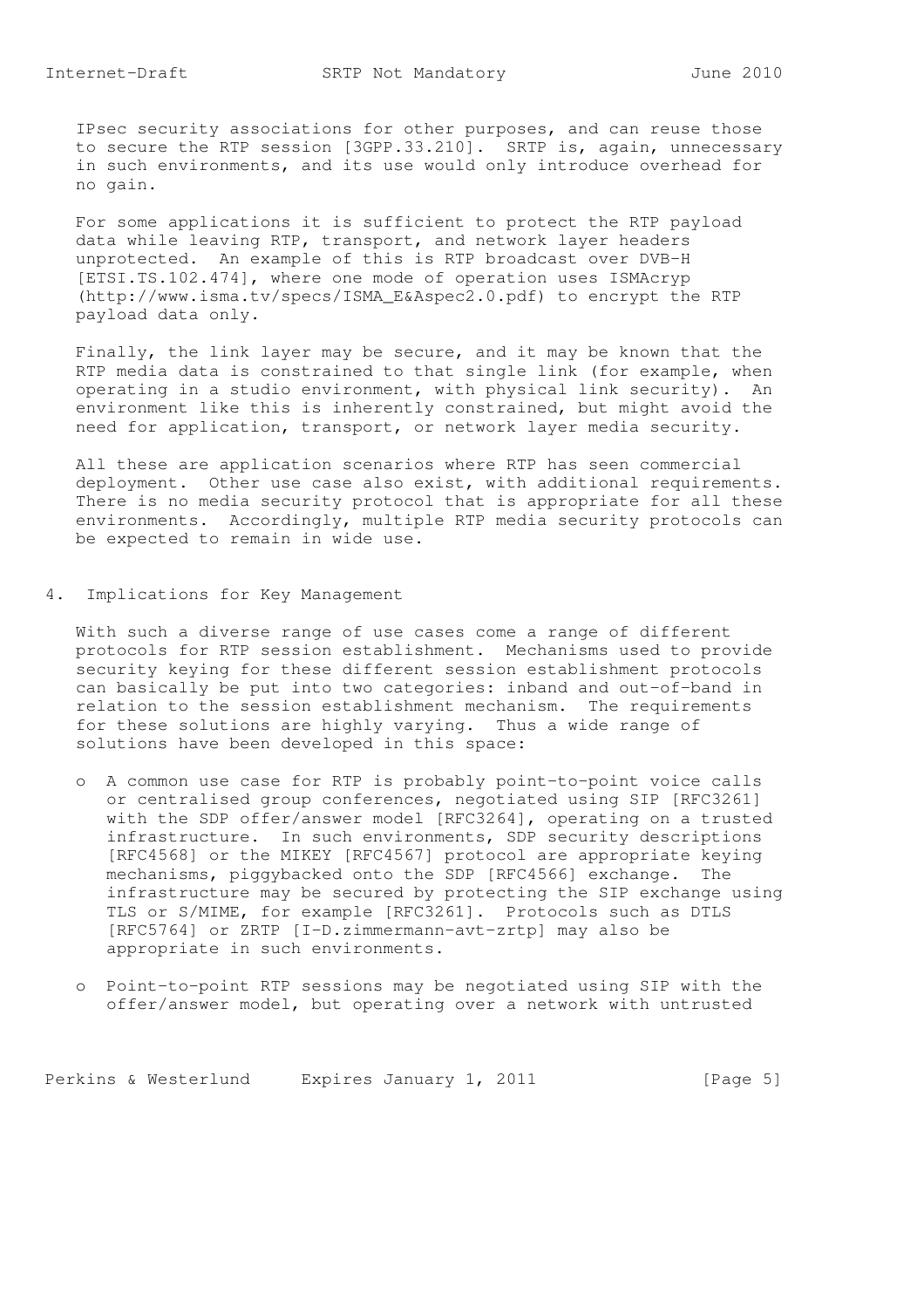IPsec security associations for other purposes, and can reuse those to secure the RTP session [3GPP.33.210]. SRTP is, again, unnecessary in such environments, and its use would only introduce overhead for no gain.

For some applications it is sufficient to protect the RTP payload data while leaving RTP, transport, and network layer headers unprotected. An example of this is RTP broadcast over DVB-H [ETSI.TS.102.474], where one mode of operation uses ISMAcryp (http://www.isma.tv/specs/ISMA_E&Aspec2.0.pdf) to encrypt the RTP payload data only.

Finally, the link layer may be secure, and it may be known that the RTP media data is constrained to that single link (for example, when operating in a studio environment, with physical link security). An environment like this is inherently constrained, but might avoid the need for application, transport, or network layer media security.

All these are application scenarios where RTP has seen commercial deployment. Other use case also exist, with additional requirements. There is no media security protocol that is appropriate for all these environments. Accordingly, multiple RTP media security protocols can be expected to remain in wide use.

## 4. Implications for Key Management

With such a diverse range of use cases come a range of different protocols for RTP session establishment. Mechanisms used to provide security keying for these different session establishment protocols can basically be put into two categories: inband and out-of-band in relation to the session establishment mechanism. The requirements for these solutions are highly varying. Thus a wide range of solutions have been developed in this space:

- A common use case for RTP is probably point-to-point voice calls or centralised group conferences, negotiated using SIP [RFC3261] with the SDP offer/answer model [RFC3264], operating on a trusted infrastructure. In such environments, SDP security descriptions [RFC4568] or the MIKEY [RFC4567] protocol are appropriate keying mechanisms, piggybacked onto the SDP [RFC4566] exchange. The infrastructure may be secured by protecting the SIP exchange using TLS or S/MIME, for example [RFC3261]. Protocols such as DTLS [RFC5764] or ZRTP [I-D.zimmermann-avt-zrtp] may also be appropriate in such environments.

- Point-to-point RTP sessions may be negotiated using SIP with the offer/answer model, but operating over a network with untrusted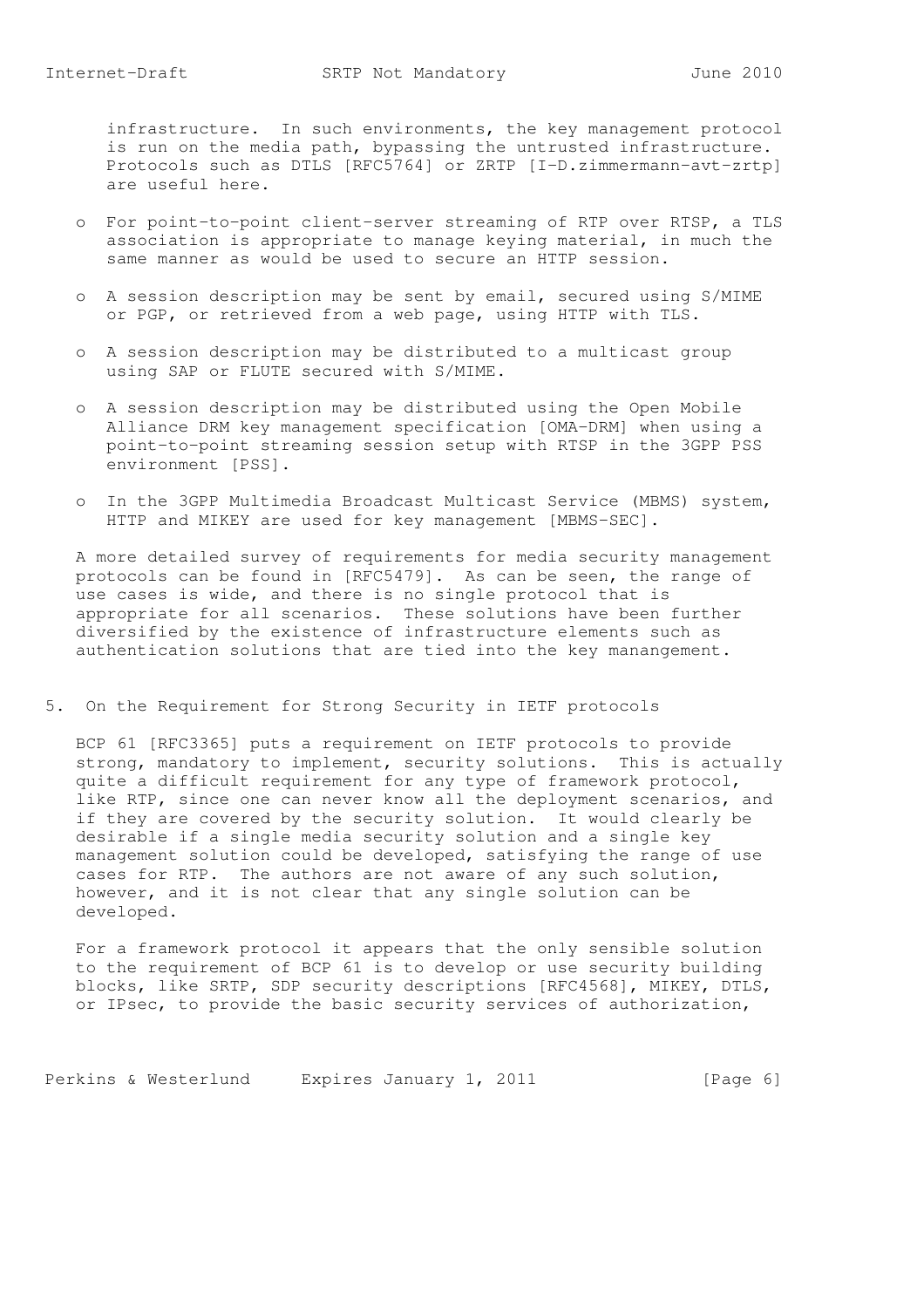infrastructure. In such environments, the key management protocol is run on the media path, bypassing the untrusted infrastructure. Protocols such as DTLS [RFC5764] or ZRTP [I-D.zimmermann-avt-zrtp] are useful here.

- For point-to-point client-server streaming of RTP over RTSP, a TLS association is appropriate to manage keying material, in much the same manner as would be used to secure an HTTP session.

- A session description may be sent by email, secured using S/MIME or PGP, or retrieved from a web page, using HTTP with TLS.

- A session description may be distributed to a multicast group using SAP or FLUTE secured with S/MIME.

- A session description may be distributed using the Open Mobile Alliance DRM key management specification [OMA-DRM] when using a point-to-point streaming session setup with RTSP in the 3GPP PSS environment [PSS].

- In the 3GPP Multimedia Broadcast Multicast Service (MBMS) system, HTTP and MIKEY are used for key management [MBMS-SEC].

A more detailed survey of requirements for media security management protocols can be found in [RFC5479]. As can be seen, the range of use cases is wide, and there is no single protocol that is appropriate for all scenarios. These solutions have been further diversified by the existence of infrastructure elements such as authentication solutions that are tied into the key manangement.

## 5. On the Requirement for Strong Security in IETF protocols

BCP 61 [RFC3365] puts a requirement on IETF protocols to provide strong, mandatory to implement, security solutions. This is actually quite a difficult requirement for any type of framework protocol, like RTP, since one can never know all the deployment scenarios, and if they are covered by the security solution. It would clearly be desirable if a single media security solution and a single key management solution could be developed, satisfying the range of use cases for RTP. The authors are not aware of any such solution, however, and it is not clear that any single solution can be developed.

For a framework protocol it appears that the only sensible solution to the requirement of BCP 61 is to develop or use security building blocks, like SRTP, SDP security descriptions [RFC4568], MIKEY, DTLS, or IPsec, to provide the basic security services of authorization,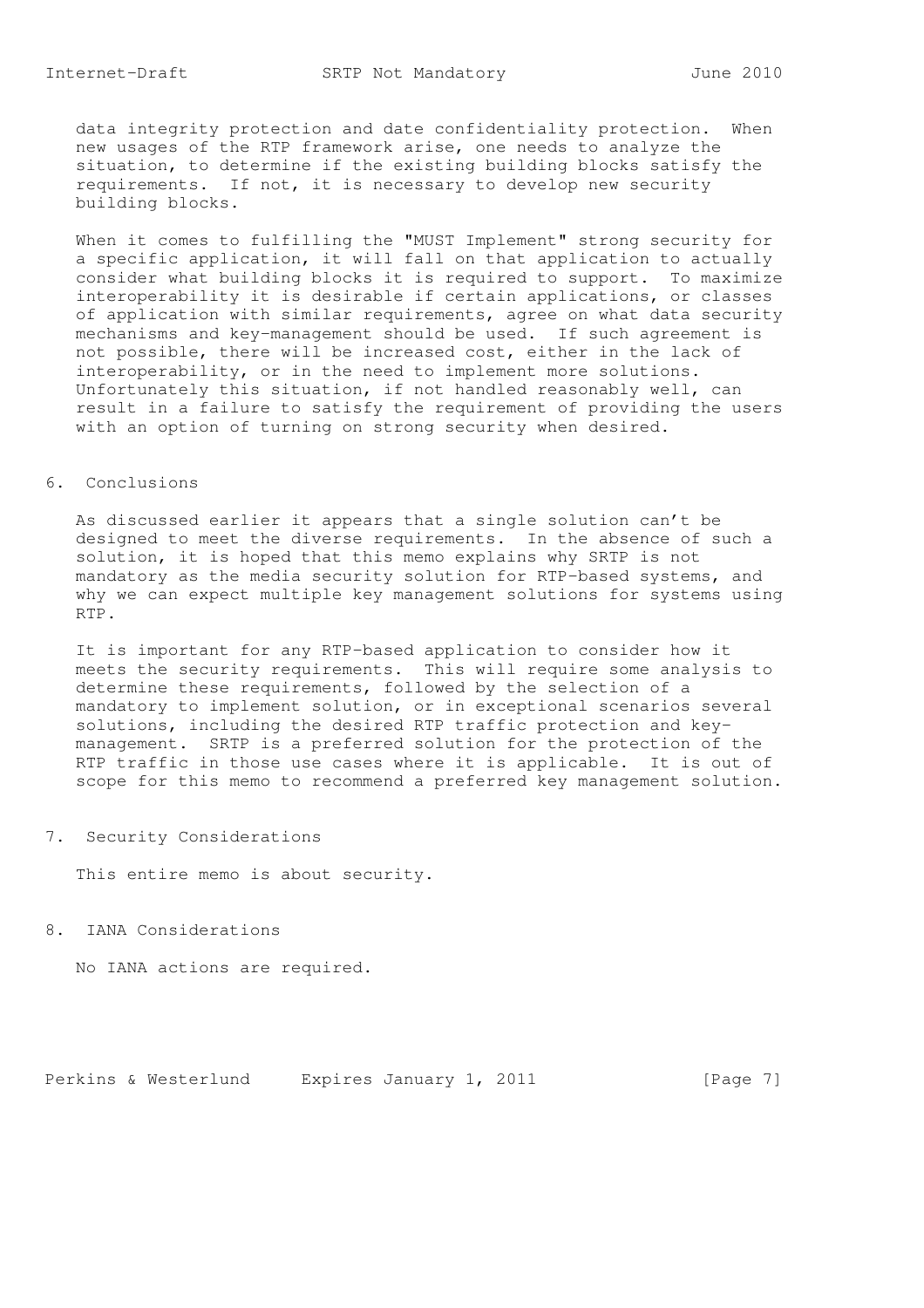data integrity protection and date confidentiality protection. When new usages of the RTP framework arise, one needs to analyze the situation, to determine if the existing building blocks satisfy the requirements. If not, it is necessary to develop new security building blocks.

When it comes to fulfilling the "MUST Implement" strong security for a specific application, it will fall on that application to actually consider what building blocks it is required to support. To maximize interoperability it is desirable if certain applications, or classes of application with similar requirements, agree on what data security mechanisms and key-management should be used. If such agreement is not possible, there will be increased cost, either in the lack of interoperability, or in the need to implement more solutions. Unfortunately this situation, if not handled reasonably well, can result in a failure to satisfy the requirement of providing the users with an option of turning on strong security when desired.

## 6. Conclusions

As discussed earlier it appears that a single solution can't be designed to meet the diverse requirements. In the absence of such a solution, it is hoped that this memo explains why SRTP is not mandatory as the media security solution for RTP-based systems, and why we can expect multiple key management solutions for systems using RTP.

It is important for any RTP-based application to consider how it meets the security requirements. This will require some analysis to determine these requirements, followed by the selection of a mandatory to implement solution, or in exceptional scenarios several solutions, including the desired RTP traffic protection and key-management. SRTP is a preferred solution for the protection of the RTP traffic in those use cases where it is applicable. It is out of scope for this memo to recommend a preferred key management solution.

## 7. Security Considerations

This entire memo is about security.

## 8. IANA Considerations

No IANA actions are required.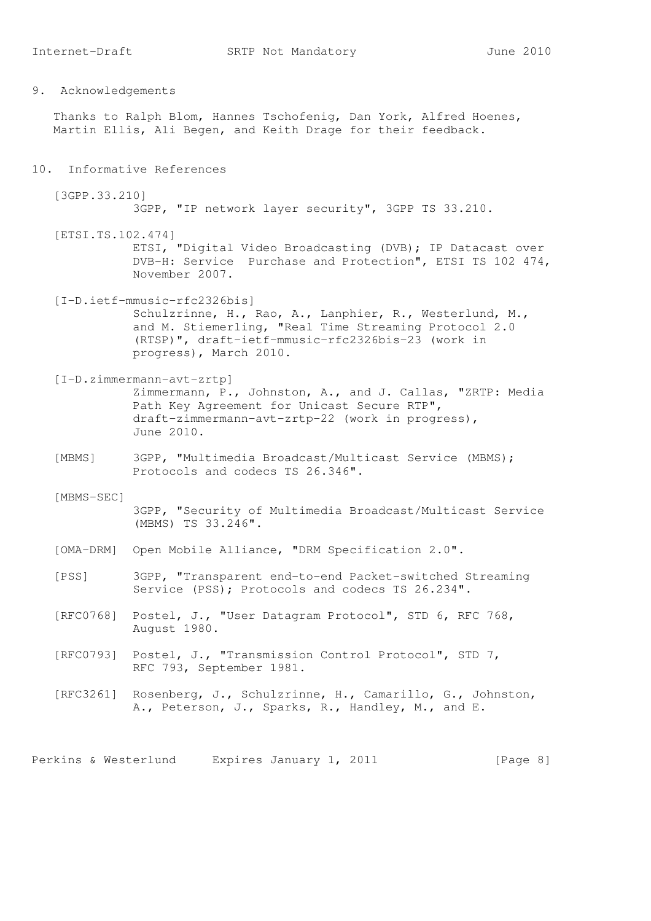## 9. Acknowledgements

Thanks to Ralph Blom, Hannes Tschofenig, Dan York, Alfred Hoenes, Martin Ellis, Ali Begen, and Keith Drage for their feedback.

## 10. Informative References

[3GPP.33.210]
3GPP, "IP network layer security", 3GPP TS 33.210.

[ETSI.TS.102.474]
ETSI, "Digital Video Broadcasting (DVB); IP Datacast over DVB-H: Service Purchase and Protection", ETSI TS 102 474, November 2007.

[I-D.ietf-mmusic-rfc2326bis]
Schulzrinne, H., Rao, A., Lanphier, R., Westerlund, M., and M. Stiemerling, "Real Time Streaming Protocol 2.0 (RTSP)", draft-ietf-mmusic-rfc2326bis-23 (work in progress), March 2010.

[I-D.zimmermann-avt-zrtp]
Zimmermann, P., Johnston, A., and J. Callas, "ZRTP: Media Path Key Agreement for Unicast Secure RTP", draft-zimmermann-avt-zrtp-22 (work in progress), June 2010.

[MBMS] 3GPP, "Multimedia Broadcast/Multicast Service (MBMS); Protocols and codecs TS 26.346".

[MBMS-SEC]
3GPP, "Security of Multimedia Broadcast/Multicast Service (MBMS) TS 33.246".

[OMA-DRM] Open Mobile Alliance, "DRM Specification 2.0".

[PSS] 3GPP, "Transparent end-to-end Packet-switched Streaming Service (PSS); Protocols and codecs TS 26.234".

[RFC0768] Postel, J., "User Datagram Protocol", STD 6, RFC 768, August 1980.

[RFC0793] Postel, J., "Transmission Control Protocol", STD 7, RFC 793, September 1981.

[RFC3261] Rosenberg, J., Schulzrinne, H., Camarillo, G., Johnston, A., Peterson, J., Sparks, R., Handley, M., and E.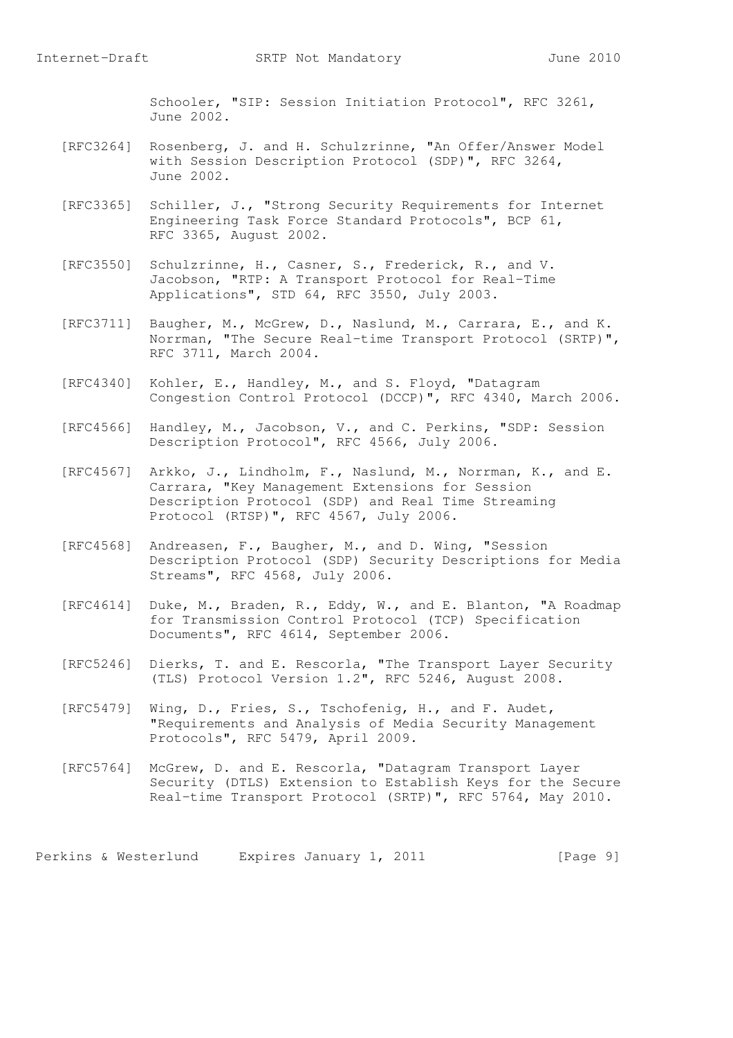Schooler, "SIP: Session Initiation Protocol", RFC 3261, June 2002.

[RFC3264] Rosenberg, J. and H. Schulzrinne, "An Offer/Answer Model with Session Description Protocol (SDP)", RFC 3264, June 2002.

[RFC3365] Schiller, J., "Strong Security Requirements for Internet Engineering Task Force Standard Protocols", BCP 61, RFC 3365, August 2002.

[RFC3550] Schulzrinne, H., Casner, S., Frederick, R., and V. Jacobson, "RTP: A Transport Protocol for Real-Time Applications", STD 64, RFC 3550, July 2003.

[RFC3711] Baugher, M., McGrew, D., Naslund, M., Carrara, E., and K. Norrman, "The Secure Real-time Transport Protocol (SRTP)", RFC 3711, March 2004.

[RFC4340] Kohler, E., Handley, M., and S. Floyd, "Datagram Congestion Control Protocol (DCCP)", RFC 4340, March 2006.

[RFC4566] Handley, M., Jacobson, V., and C. Perkins, "SDP: Session Description Protocol", RFC 4566, July 2006.

[RFC4567] Arkko, J., Lindholm, F., Naslund, M., Norrman, K., and E. Carrara, "Key Management Extensions for Session Description Protocol (SDP) and Real Time Streaming Protocol (RTSP)", RFC 4567, July 2006.

[RFC4568] Andreasen, F., Baugher, M., and D. Wing, "Session Description Protocol (SDP) Security Descriptions for Media Streams", RFC 4568, July 2006.

[RFC4614] Duke, M., Braden, R., Eddy, W., and E. Blanton, "A Roadmap for Transmission Control Protocol (TCP) Specification Documents", RFC 4614, September 2006.

[RFC5246] Dierks, T. and E. Rescorla, "The Transport Layer Security (TLS) Protocol Version 1.2", RFC 5246, August 2008.

[RFC5479] Wing, D., Fries, S., Tschofenig, H., and F. Audet, "Requirements and Analysis of Media Security Management Protocols", RFC 5479, April 2009.

[RFC5764] McGrew, D. and E. Rescorla, "Datagram Transport Layer Security (DTLS) Extension to Establish Keys for the Secure Real-time Transport Protocol (SRTP)", RFC 5764, May 2010.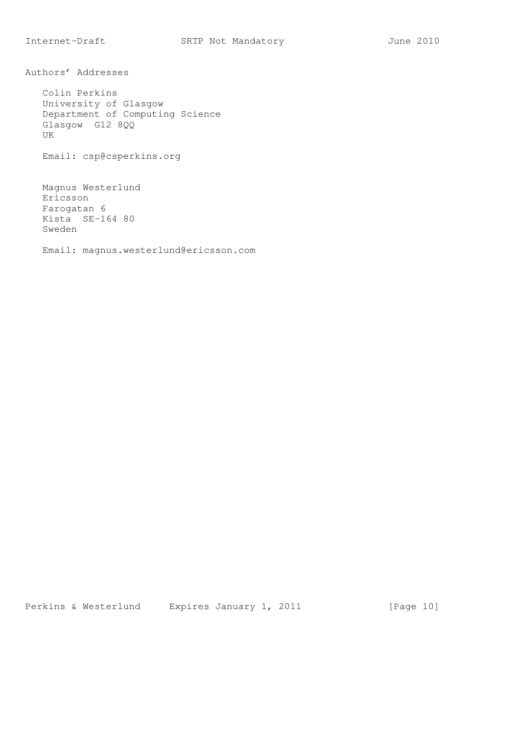## Authors' Addresses

Colin Perkins
University of Glasgow
Department of Computing Science
Glasgow  G12 8QQ
UK

Email: csp@csperkins.org

Magnus Westerlund
Ericsson
Farogatan 6
Kista  SE-164 80
Sweden

Email: magnus.westerlund@ericsson.com